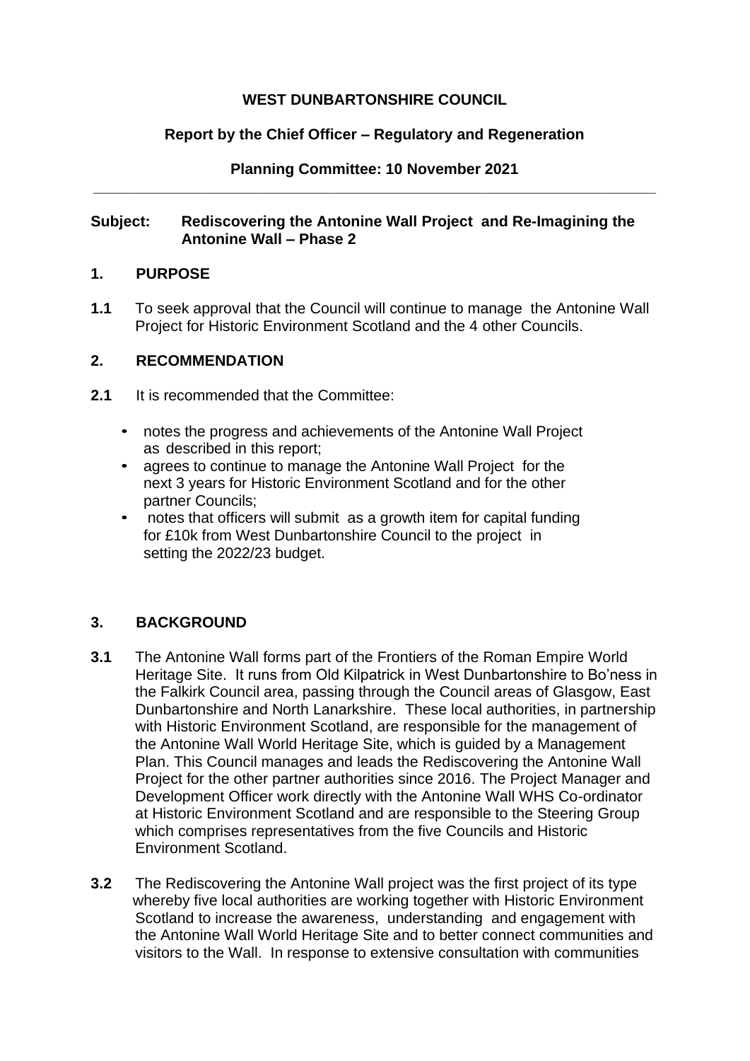**WEST DUNBARTONSHIRE COUNCIL**

**Report by the Chief Officer – Regulatory and Regeneration**

**Planning Committee: 10 November 2021**

---

**Subject: Rediscovering the Antonine Wall Project and Re-Imagining the Antonine Wall – Phase 2**

## 1. PURPOSE

**1.1** To seek approval that the Council will continue to manage the Antonine Wall Project for Historic Environment Scotland and the 4 other Councils.

## 2. RECOMMENDATION

**2.1** It is recommended that the Committee:

- notes the progress and achievements of the Antonine Wall Project as described in this report;
- agrees to continue to manage the Antonine Wall Project for the next 3 years for Historic Environment Scotland and for the other partner Councils;
- notes that officers will submit as a growth item for capital funding for £10k from West Dunbartonshire Council to the project in setting the 2022/23 budget.

## 3. BACKGROUND

**3.1** The Antonine Wall forms part of the Frontiers of the Roman Empire World Heritage Site. It runs from Old Kilpatrick in West Dunbartonshire to Bo'ness in the Falkirk Council area, passing through the Council areas of Glasgow, East Dunbartonshire and North Lanarkshire. These local authorities, in partnership with Historic Environment Scotland, are responsible for the management of the Antonine Wall World Heritage Site, which is guided by a Management Plan. This Council manages and leads the Rediscovering the Antonine Wall Project for the other partner authorities since 2016. The Project Manager and Development Officer work directly with the Antonine Wall WHS Co-ordinator at Historic Environment Scotland and are responsible to the Steering Group which comprises representatives from the five Councils and Historic Environment Scotland.

**3.2** The Rediscovering the Antonine Wall project was the first project of its type whereby five local authorities are working together with Historic Environment Scotland to increase the awareness, understanding and engagement with the Antonine Wall World Heritage Site and to better connect communities and visitors to the Wall. In response to extensive consultation with communities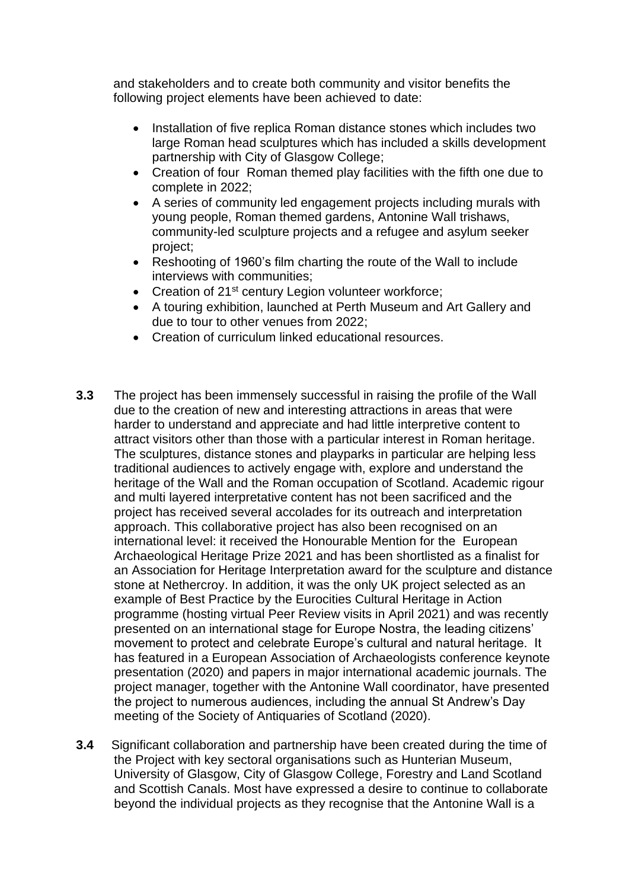and stakeholders and to create both community and visitor benefits the following project elements have been achieved to date:

- Installation of five replica Roman distance stones which includes two large Roman head sculptures which has included a skills development partnership with City of Glasgow College;
- Creation of four Roman themed play facilities with the fifth one due to complete in 2022;
- A series of community led engagement projects including murals with young people, Roman themed gardens, Antonine Wall trishaws, community-led sculpture projects and a refugee and asylum seeker project;
- Reshooting of 1960's film charting the route of the Wall to include interviews with communities;
- Creation of 21st century Legion volunteer workforce;
- A touring exhibition, launched at Perth Museum and Art Gallery and due to tour to other venues from 2022;
- Creation of curriculum linked educational resources.

**3.3** The project has been immensely successful in raising the profile of the Wall due to the creation of new and interesting attractions in areas that were harder to understand and appreciate and had little interpretive content to attract visitors other than those with a particular interest in Roman heritage. The sculptures, distance stones and playparks in particular are helping less traditional audiences to actively engage with, explore and understand the heritage of the Wall and the Roman occupation of Scotland. Academic rigour and multi layered interpretative content has not been sacrificed and the project has received several accolades for its outreach and interpretation approach. This collaborative project has also been recognised on an international level: it received the Honourable Mention for the European Archaeological Heritage Prize 2021 and has been shortlisted as a finalist for an Association for Heritage Interpretation award for the sculpture and distance stone at Nethercroy. In addition, it was the only UK project selected as an example of Best Practice by the Eurocities Cultural Heritage in Action programme (hosting virtual Peer Review visits in April 2021) and was recently presented on an international stage for Europe Nostra, the leading citizens' movement to protect and celebrate Europe's cultural and natural heritage. It has featured in a European Association of Archaeologists conference keynote presentation (2020) and papers in major international academic journals. The project manager, together with the Antonine Wall coordinator, have presented the project to numerous audiences, including the annual St Andrew's Day meeting of the Society of Antiquaries of Scotland (2020).

**3.4** Significant collaboration and partnership have been created during the time of the Project with key sectoral organisations such as Hunterian Museum, University of Glasgow, City of Glasgow College, Forestry and Land Scotland and Scottish Canals. Most have expressed a desire to continue to collaborate beyond the individual projects as they recognise that the Antonine Wall is a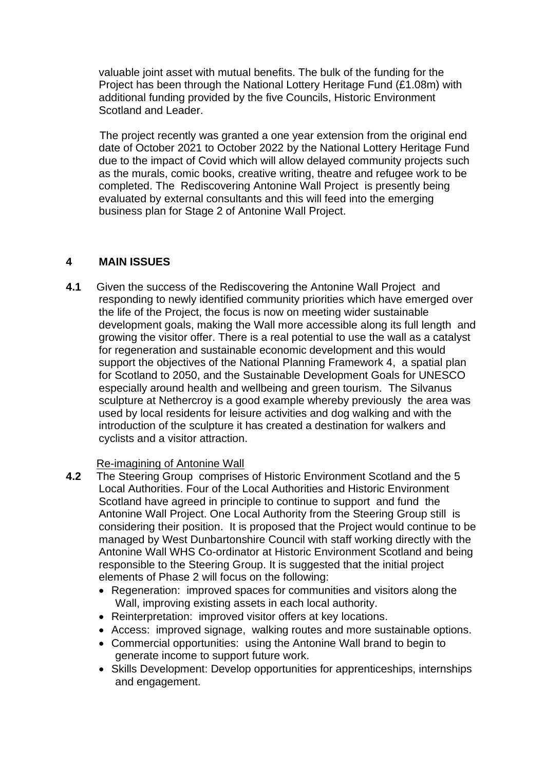valuable joint asset with mutual benefits. The bulk of the funding for the Project has been through the National Lottery Heritage Fund (£1.08m) with additional funding provided by the five Councils, Historic Environment Scotland and Leader.

The project recently was granted a one year extension from the original end date of October 2021 to October 2022 by the National Lottery Heritage Fund due to the impact of Covid which will allow delayed community projects such as the murals, comic books, creative writing, theatre and refugee work to be completed. The Rediscovering Antonine Wall Project is presently being evaluated by external consultants and this will feed into the emerging business plan for Stage 2 of Antonine Wall Project.

## 4 MAIN ISSUES

**4.1** Given the success of the Rediscovering the Antonine Wall Project and responding to newly identified community priorities which have emerged over the life of the Project, the focus is now on meeting wider sustainable development goals, making the Wall more accessible along its full length and growing the visitor offer. There is a real potential to use the wall as a catalyst for regeneration and sustainable economic development and this would support the objectives of the National Planning Framework 4, a spatial plan for Scotland to 2050, and the Sustainable Development Goals for UNESCO especially around health and wellbeing and green tourism. The Silvanus sculpture at Nethercroy is a good example whereby previously the area was used by local residents for leisure activities and dog walking and with the introduction of the sculpture it has created a destination for walkers and cyclists and a visitor attraction.

Re-imagining of Antonine Wall

**4.2** The Steering Group comprises of Historic Environment Scotland and the 5 Local Authorities. Four of the Local Authorities and Historic Environment Scotland have agreed in principle to continue to support and fund the Antonine Wall Project. One Local Authority from the Steering Group still is considering their position. It is proposed that the Project would continue to be managed by West Dunbartonshire Council with staff working directly with the Antonine Wall WHS Co-ordinator at Historic Environment Scotland and being responsible to the Steering Group. It is suggested that the initial project elements of Phase 2 will focus on the following:

- Regeneration: improved spaces for communities and visitors along the Wall, improving existing assets in each local authority.
- Reinterpretation: improved visitor offers at key locations.
- Access: improved signage, walking routes and more sustainable options.
- Commercial opportunities: using the Antonine Wall brand to begin to generate income to support future work.
- Skills Development: Develop opportunities for apprenticeships, internships and engagement.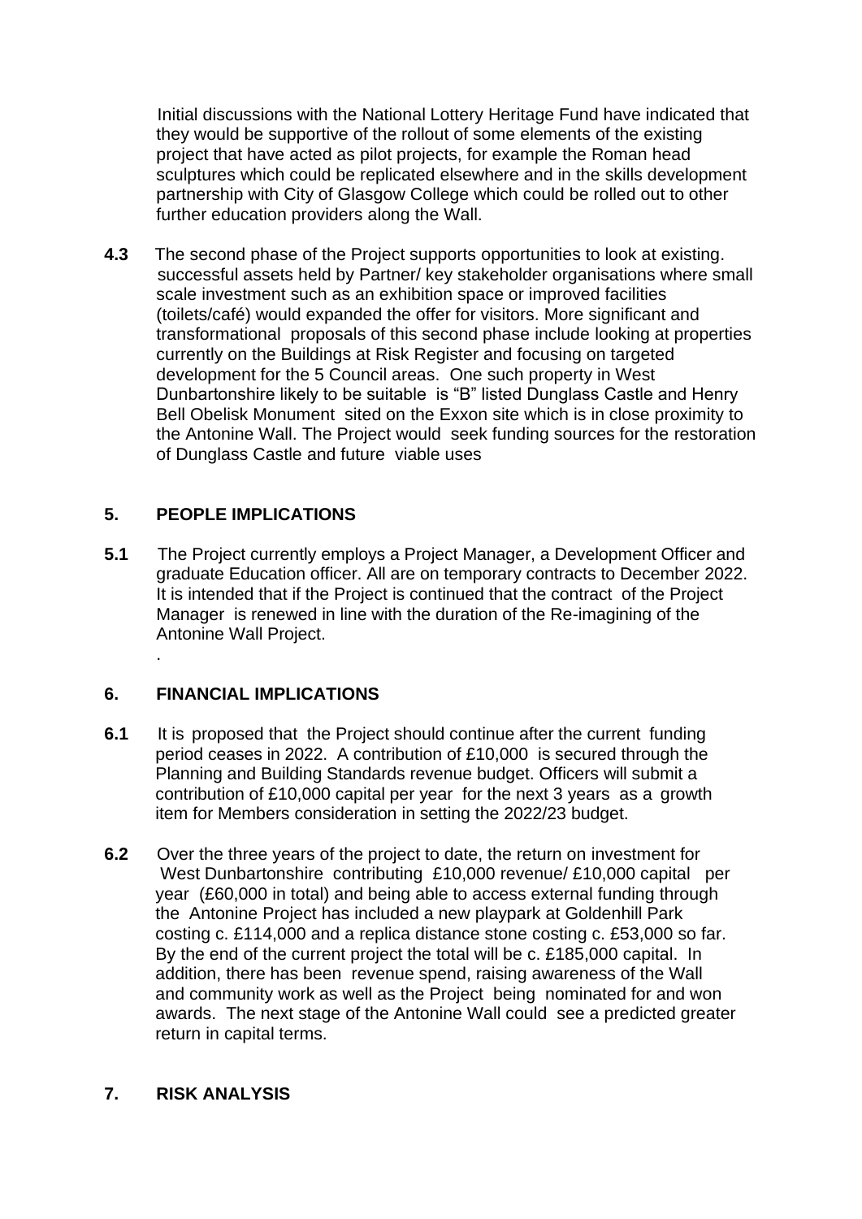Initial discussions with the National Lottery Heritage Fund have indicated that they would be supportive of the rollout of some elements of the existing project that have acted as pilot projects, for example the Roman head sculptures which could be replicated elsewhere and in the skills development partnership with City of Glasgow College which could be rolled out to other further education providers along the Wall.

**4.3** The second phase of the Project supports opportunities to look at existing. successful assets held by Partner/ key stakeholder organisations where small scale investment such as an exhibition space or improved facilities (toilets/café) would expanded the offer for visitors. More significant and transformational proposals of this second phase include looking at properties currently on the Buildings at Risk Register and focusing on targeted development for the 5 Council areas. One such property in West Dunbartonshire likely to be suitable is "B" listed Dunglass Castle and Henry Bell Obelisk Monument sited on the Exxon site which is in close proximity to the Antonine Wall. The Project would seek funding sources for the restoration of Dunglass Castle and future viable uses

## 5. PEOPLE IMPLICATIONS

**5.1** The Project currently employs a Project Manager, a Development Officer and graduate Education officer. All are on temporary contracts to December 2022. It is intended that if the Project is continued that the contract of the Project Manager is renewed in line with the duration of the Re-imagining of the Antonine Wall Project.

.

## 6. FINANCIAL IMPLICATIONS

**6.1** It is proposed that the Project should continue after the current funding period ceases in 2022. A contribution of £10,000 is secured through the Planning and Building Standards revenue budget. Officers will submit a contribution of £10,000 capital per year for the next 3 years as a growth item for Members consideration in setting the 2022/23 budget.

**6.2** Over the three years of the project to date, the return on investment for West Dunbartonshire contributing £10,000 revenue/ £10,000 capital per year (£60,000 in total) and being able to access external funding through the Antonine Project has included a new playpark at Goldenhill Park costing c. £114,000 and a replica distance stone costing c. £53,000 so far. By the end of the current project the total will be c. £185,000 capital. In addition, there has been revenue spend, raising awareness of the Wall and community work as well as the Project being nominated for and won awards. The next stage of the Antonine Wall could see a predicted greater return in capital terms.

## 7. RISK ANALYSIS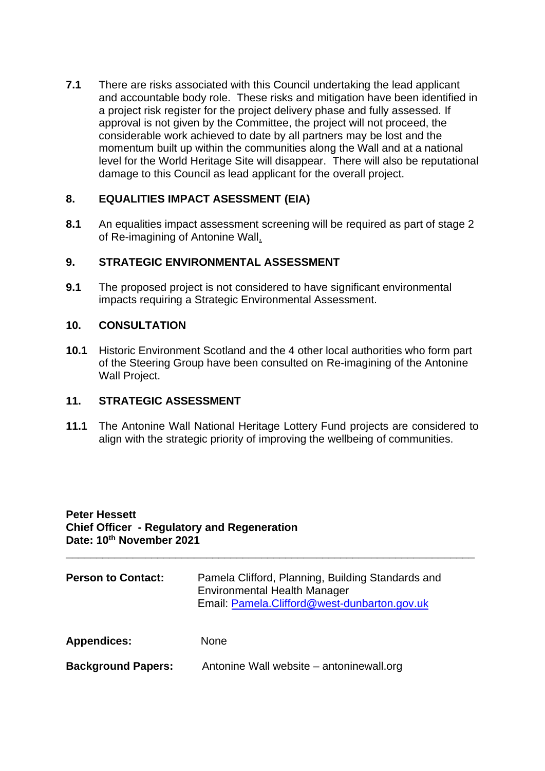**7.1** There are risks associated with this Council undertaking the lead applicant and accountable body role. These risks and mitigation have been identified in a project risk register for the project delivery phase and fully assessed. If approval is not given by the Committee, the project will not proceed, the considerable work achieved to date by all partners may be lost and the momentum built up within the communities along the Wall and at a national level for the World Heritage Site will disappear. There will also be reputational damage to this Council as lead applicant for the overall project.

## 8. EQUALITIES IMPACT ASESSMENT (EIA)

**8.1** An equalities impact assessment screening will be required as part of stage 2 of Re-imagining of Antonine Wall.

## 9. STRATEGIC ENVIRONMENTAL ASSESSMENT

**9.1** The proposed project is not considered to have significant environmental impacts requiring a Strategic Environmental Assessment.

## 10. CONSULTATION

**10.1** Historic Environment Scotland and the 4 other local authorities who form part of the Steering Group have been consulted on Re-imagining of the Antonine Wall Project.

## 11. STRATEGIC ASSESSMENT

**11.1** The Antonine Wall National Heritage Lottery Fund projects are considered to align with the strategic priority of improving the wellbeing of communities.

**Peter Hessett**
**Chief Officer - Regulatory and Regeneration**
**Date: 10th November 2021**

---

**Person to Contact:** Pamela Clifford, Planning, Building Standards and Environmental Health Manager
Email: [Pamela.Clifford@west-dunbarton.gov.uk](mailto:Pamela.Clifford@west-dunbarton.gov.uk)

**Appendices:** None

**Background Papers:** Antonine Wall website – antoninewall.org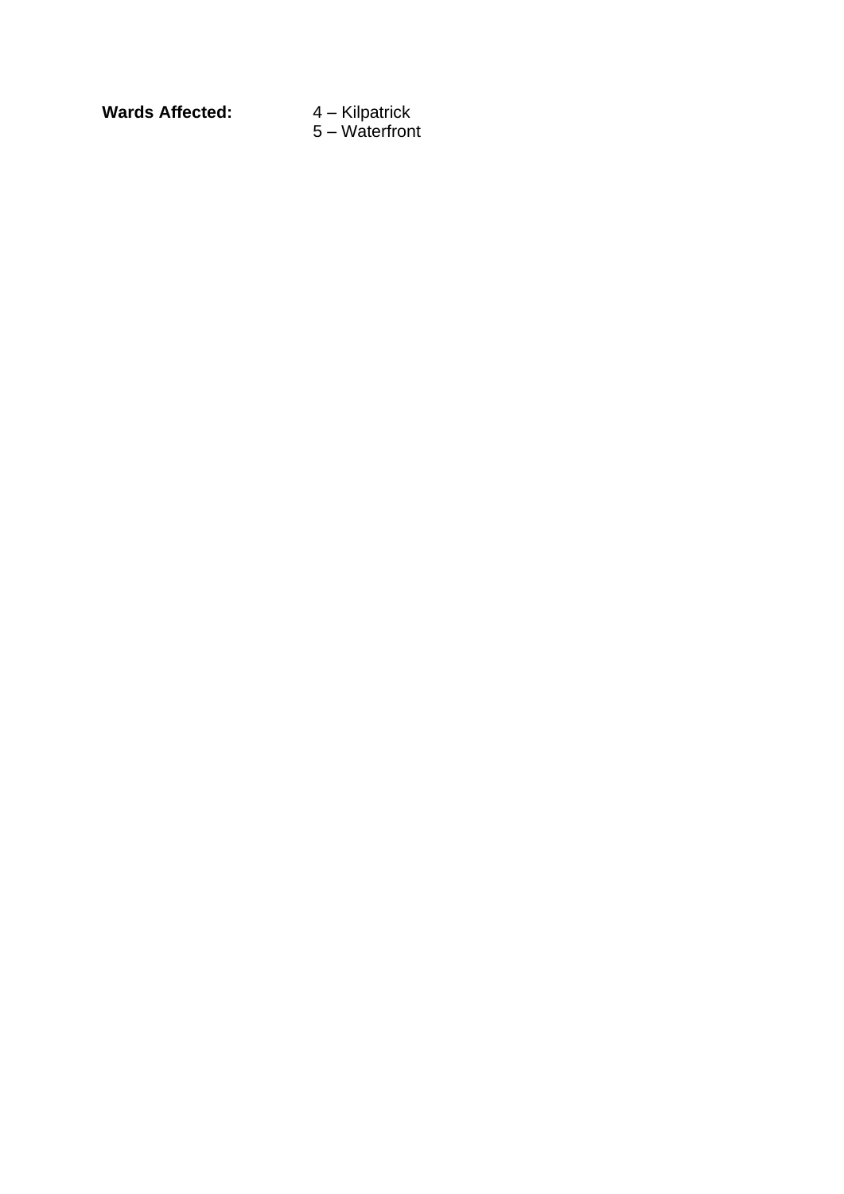**Wards Affected:** 4 – Kilpatrick
5 – Waterfront